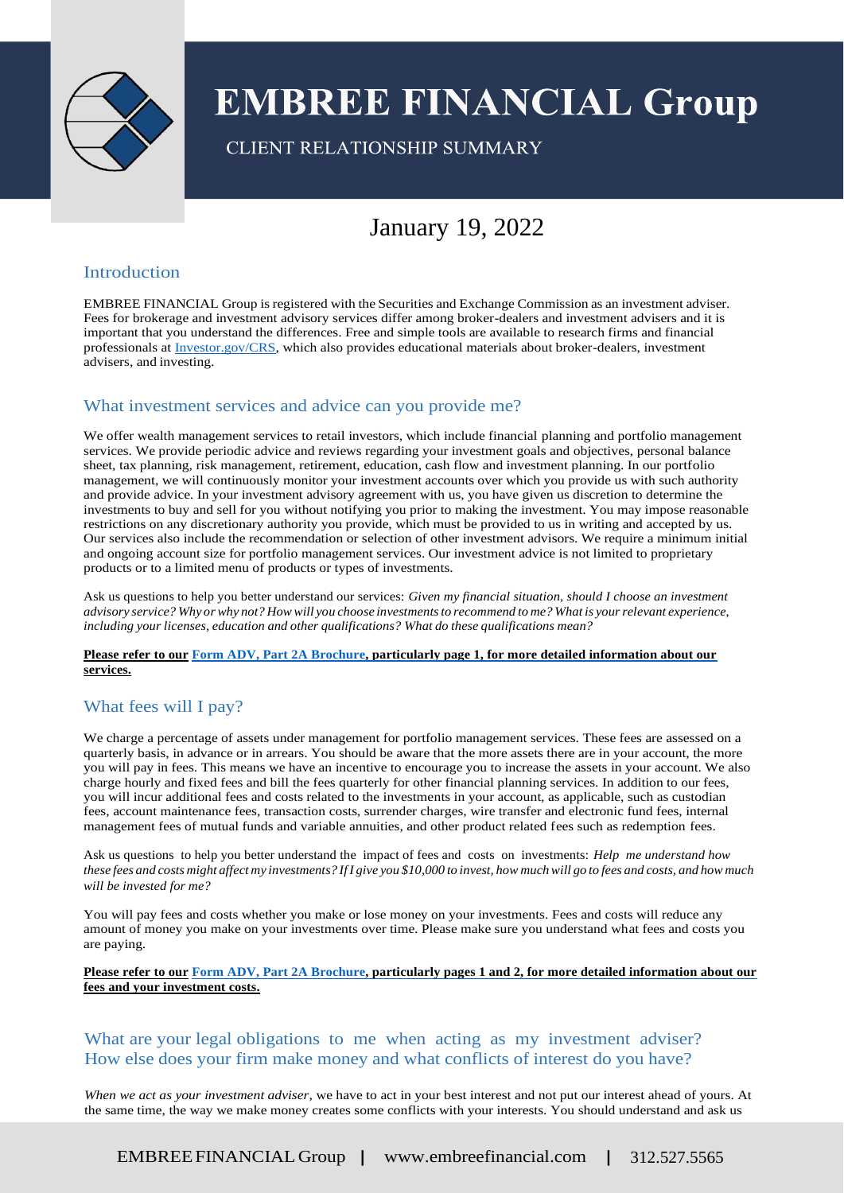# EMBREE FINANCIAL Group

CLIENT RELATIONSHIP SUMMARY

January 19, 2022

## Introduction

EMBREE FINANCIAL Group is registered with the Securities and Exchange Commission as an investment adviser. Fees for brokerage and investment advisory services differ among broker-dealers and investment advisers and it is important that you understand the differences. Free and simple tools are available to research firms and financial professionals at Investor.gov/CRS, which also provides educational materials about broker-dealers, investment advisers, and investing.

## What investment services and advice can you provide me?

We offer wealth management services to retail investors, which include financial planning and portfolio management services. We provide periodic advice and reviews regarding your investment goals and objectives, personal balance sheet, tax planning, risk management, retirement, education, cash flow and investment planning. In our portfolio management, we will continuously monitor your investment accounts over which you provide us with such authority and provide advice. In your investment advisory agreement with us, you have given us discretion to determine the investments to buy and sell for you without notifying you prior to making the investment. You may impose reasonable restrictions on any discretionary authority you provide, which must be provided to us in writing and accepted by us. Our services also include the recommendation or selection of other investment advisors. We require a minimum initial and ongoing account size for portfolio management services. Our investment advice is not limited to proprietary products or to a limited menu of products or types of investments.

Ask us questions to help you better understand our services: *Given my financial situation, should I choose an investment advisory service? Why or why not? How will you choose investments to recommend to me? What is your relevant experience, including your licenses, education and other qualifications? What do these qualifications mean?*

**Please refer to our Form ADV, Part 2A Brochure, particularly page 1, for more detailed information about our services.**

## What fees will I pay?

We charge a percentage of assets under management for portfolio management services. These fees are assessed on a quarterly basis, in advance or in arrears. You should be aware that the more assets there are in your account, the more you will pay in fees. This means we have an incentive to encourage you to increase the assets in your account. We also charge hourly and fixed fees and bill the fees quarterly for other financial planning services. In addition to our fees, you will incur additional fees and costs related to the investments in your account, as applicable, such as custodian fees, account maintenance fees, transaction costs, surrender charges, wire transfer and electronic fund fees, internal management fees of mutual funds and variable annuities, and other product related fees such as redemption fees.

Ask us questions to help you better understand the impact of fees and costs on investments: *Help me understand how these fees and costs might affect my investments? If I give you $10,000 to invest, how much will go to fees and costs, and how much will be invested for me?*

You will pay fees and costs whether you make or lose money on your investments. Fees and costs will reduce any amount of money you make on your investments over time. Please make sure you understand what fees and costs you are paying.

**Please refer to our Form ADV, Part 2A Brochure, particularly pages 1 and 2, for more detailed information about our fees and your investment costs.**

## What are your legal obligations to me when acting as my investment adviser? How else does your firm make money and what conflicts of interest do you have?

*When we act as your investment adviser*, we have to act in your best interest and not put our interest ahead of yours. At the same time, the way we make money creates some conflicts with your interests. You should understand and ask us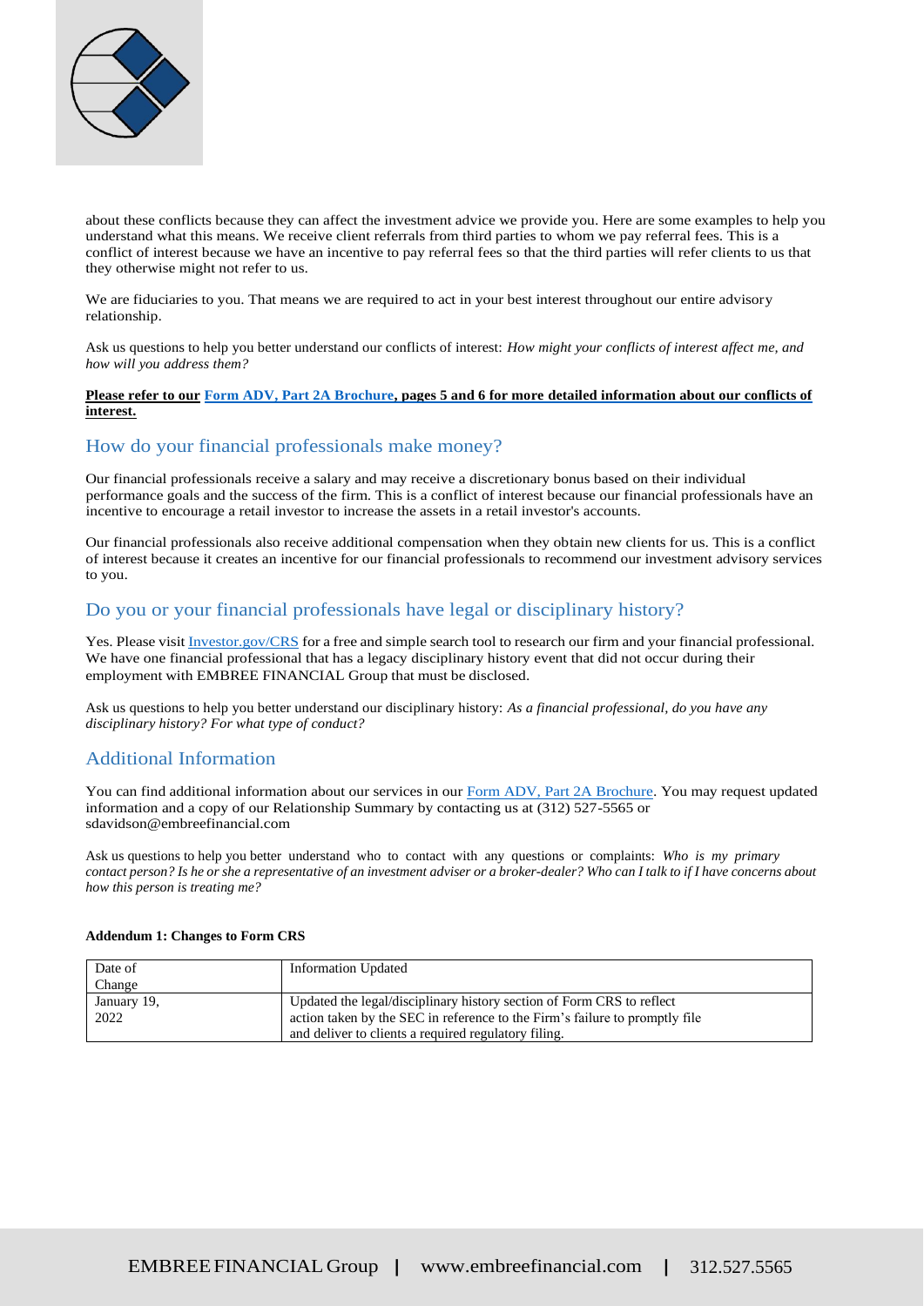about these conflicts because they can affect the investment advice we provide you. Here are some examples to help you understand what this means. We receive client referrals from third parties to whom we pay referral fees. This is a conflict of interest because we have an incentive to pay referral fees so that the third parties will refer clients to us that they otherwise might not refer to us.

We are fiduciaries to you. That means we are required to act in your best interest throughout our entire advisory relationship.

Ask us questions to help you better understand our conflicts of interest: *How might your conflicts of interest affect me, and how will you address them?*

**Please refer to our Form ADV, Part 2A Brochure, pages 5 and 6 for more detailed information about our conflicts of interest.**

## How do your financial professionals make money?

Our financial professionals receive a salary and may receive a discretionary bonus based on their individual performance goals and the success of the firm. This is a conflict of interest because our financial professionals have an incentive to encourage a retail investor to increase the assets in a retail investor's accounts.

Our financial professionals also receive additional compensation when they obtain new clients for us. This is a conflict of interest because it creates an incentive for our financial professionals to recommend our investment advisory services to you.

## Do you or your financial professionals have legal or disciplinary history?

Yes. Please visit Investor.gov/CRS for a free and simple search tool to research our firm and your financial professional. We have one financial professional that has a legacy disciplinary history event that did not occur during their employment with EMBREE FINANCIAL Group that must be disclosed.

Ask us questions to help you better understand our disciplinary history: *As a financial professional, do you have any disciplinary history? For what type of conduct?*

## Additional Information

You can find additional information about our services in our Form ADV, Part 2A Brochure. You may request updated information and a copy of our Relationship Summary by contacting us at (312) 527-5565 or sdavidson@embreefinancial.com

Ask us questions to help you better understand who to contact with any questions or complaints: *Who is my primary contact person? Is he or she a representative of an investment adviser or a broker-dealer? Who can I talk to if I have concerns about how this person is treating me?*

**Addendum 1: Changes to Form CRS**

| Date of Change | Information Updated |
|---|---|
| January 19, 2022 | Updated the legal/disciplinary history section of Form CRS to reflect action taken by the SEC in reference to the Firm's failure to promptly file and deliver to clients a required regulatory filing. |